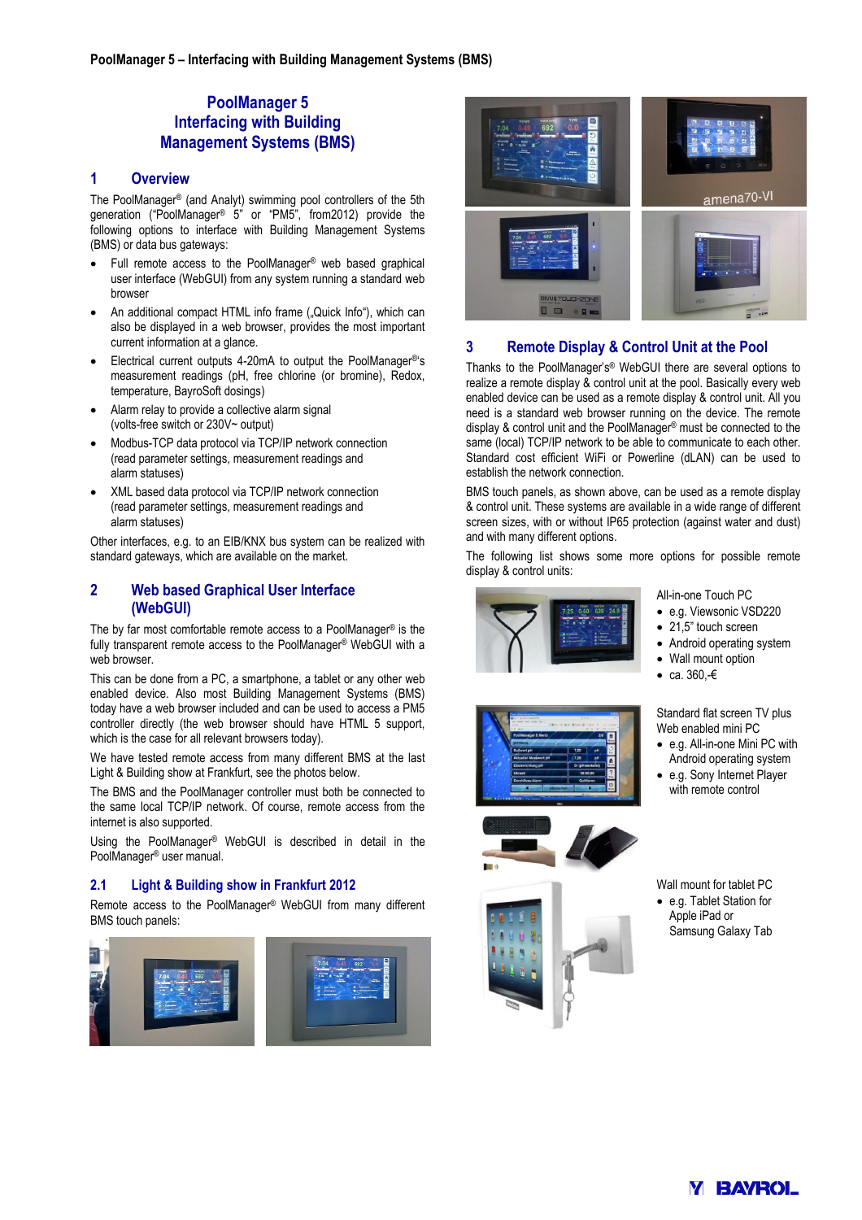# PoolManager 5 Interfacing with Building Management Systems (BMS)

## 1 Overview

The PoolManager® (and Analyt) swimming pool controllers of the 5th generation ("PoolManager® 5" or "PM5", from2012) provide the following options to interface with Building Management Systems (BMS) or data bus gateways:

- Full remote access to the PoolManager® web based graphical user interface (WebGUI) from any system running a standard web browser
- An additional compact HTML info frame („Quick Info"), which can also be displayed in a web browser, provides the most important current information at a glance.
- Electrical current outputs 4-20mA to output the PoolManager®'s measurement readings (pH, free chlorine (or bromine), Redox, temperature, BayroSoft dosings)
- Alarm relay to provide a collective alarm signal (volts-free switch or 230V~ output)
- Modbus-TCP data protocol via TCP/IP network connection (read parameter settings, measurement readings and alarm statuses)
- XML based data protocol via TCP/IP network connection (read parameter settings, measurement readings and alarm statuses)

Other interfaces, e.g. to an EIB/KNX bus system can be realized with standard gateways, which are available on the market.

## 2 Web based Graphical User Interface (WebGUI)

The by far most comfortable remote access to a PoolManager® is the fully transparent remote access to the PoolManager® WebGUI with a web browser.

This can be done from a PC, a smartphone, a tablet or any other web enabled device. Also most Building Management Systems (BMS) today have a web browser included and can be used to access a PM5 controller directly (the web browser should have HTML 5 support, which is the case for all relevant browsers today).

We have tested remote access from many different BMS at the last Light & Building show at Frankfurt, see the photos below.

The BMS and the PoolManager controller must both be connected to the same local TCP/IP network. Of course, remote access from the internet is also supported.

Using the PoolManager® WebGUI is described in detail in the PoolManager® user manual.

### 2.1 Light & Building show in Frankfurt 2012

Remote access to the PoolManager® WebGUI from many different BMS touch panels:

## 3 Remote Display & Control Unit at the Pool

Thanks to the PoolManager's® WebGUI there are several options to realize a remote display & control unit at the pool. Basically every web enabled device can be used as a remote display & control unit. All you need is a standard web browser running on the device. The remote display & control unit and the PoolManager® must be connected to the same (local) TCP/IP network to be able to communicate to each other. Standard cost efficient WiFi or Powerline (dLAN) can be used to establish the network connection.

BMS touch panels, as shown above, can be used as a remote display & control unit. These systems are available in a wide range of different screen sizes, with or without IP65 protection (against water and dust) and with many different options.

The following list shows some more options for possible remote display & control units:

All-in-one Touch PC

- e.g. Viewsonic VSD220
- 21,5" touch screen
- Android operating system
- Wall mount option
- ca. 360,-€

Standard flat screen TV plus Web enabled mini PC

- e.g. All-in-one Mini PC with Android operating system
- e.g. Sony Internet Player with remote control

Wall mount for tablet PC

- e.g. Tablet Station for Apple iPad or Samsung Galaxy Tab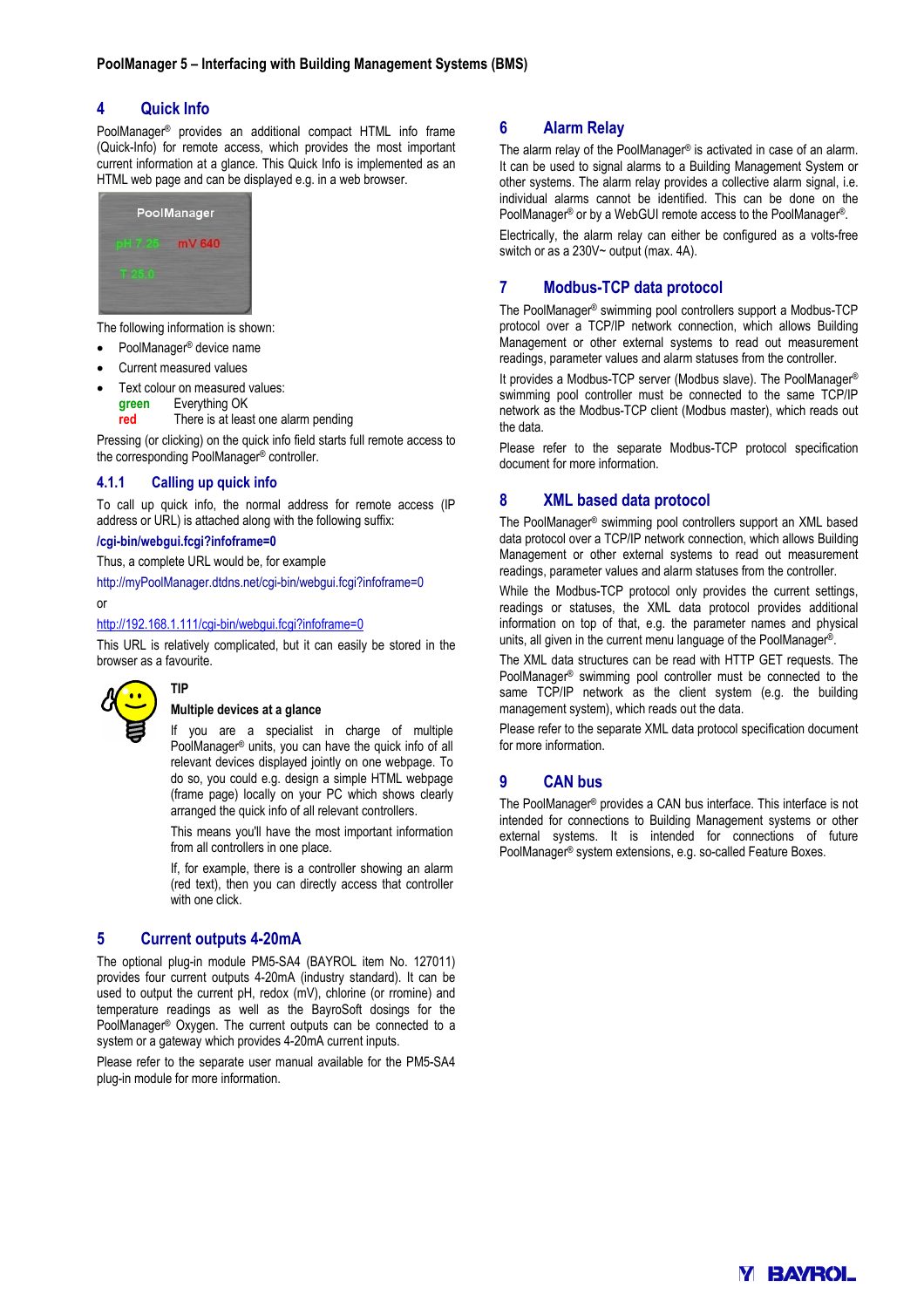## 4 Quick Info

PoolManager® provides an additional compact HTML info frame (Quick-Info) for remote access, which provides the most important current information at a glance. This Quick Info is implemented as an HTML web page and can be displayed e.g. in a web browser.

The following information is shown:

- PoolManager® device name
- Current measured values
- Text colour on measured values:
  **green** Everything OK
  **red** There is at least one alarm pending

Pressing (or clicking) on the quick info field starts full remote access to the corresponding PoolManager® controller.

### 4.1.1 Calling up quick info

To call up quick info, the normal address for remote access (IP address or URL) is attached along with the following suffix:

**/cgi-bin/webgui.fcgi?infoframe=0**

Thus, a complete URL would be, for example

http://myPoolManager.dtdns.net/cgi-bin/webgui.fcgi?infoframe=0

or

http://192.168.1.111/cgi-bin/webgui.fcgi?infoframe=0

This URL is relatively complicated, but it can easily be stored in the browser as a favourite.

**TIP**

**Multiple devices at a glance**

If you are a specialist in charge of multiple PoolManager® units, you can have the quick info of all relevant devices displayed jointly on one webpage. To do so, you could e.g. design a simple HTML webpage (frame page) locally on your PC which shows clearly arranged the quick info of all relevant controllers.

This means you'll have the most important information from all controllers in one place.

If, for example, there is a controller showing an alarm (red text), then you can directly access that controller with one click.

## 5 Current outputs 4-20mA

The optional plug-in module PM5-SA4 (BAYROL item No. 127011) provides four current outputs 4-20mA (industry standard). It can be used to output the current pH, redox (mV), chlorine (or rromine) and temperature readings as well as the BayroSoft dosings for the PoolManager® Oxygen. The current outputs can be connected to a system or a gateway which provides 4-20mA current inputs.

Please refer to the separate user manual available for the PM5-SA4 plug-in module for more information.

## 6 Alarm Relay

The alarm relay of the PoolManager® is activated in case of an alarm. It can be used to signal alarms to a Building Management System or other systems. The alarm relay provides a collective alarm signal, i.e. individual alarms cannot be identified. This can be done on the PoolManager® or by a WebGUI remote access to the PoolManager®.

Electrically, the alarm relay can either be configured as a volts-free switch or as a 230V~ output (max. 4A).

## 7 Modbus-TCP data protocol

The PoolManager® swimming pool controllers support a Modbus-TCP protocol over a TCP/IP network connection, which allows Building Management or other external systems to read out measurement readings, parameter values and alarm statuses from the controller.

It provides a Modbus-TCP server (Modbus slave). The PoolManager® swimming pool controller must be connected to the same TCP/IP network as the Modbus-TCP client (Modbus master), which reads out the data.

Please refer to the separate Modbus-TCP protocol specification document for more information.

## 8 XML based data protocol

The PoolManager® swimming pool controllers support an XML based data protocol over a TCP/IP network connection, which allows Building Management or other external systems to read out measurement readings, parameter values and alarm statuses from the controller.

While the Modbus-TCP protocol only provides the current settings, readings or statuses, the XML data protocol provides additional information on top of that, e.g. the parameter names and physical units, all given in the current menu language of the PoolManager®.

The XML data structures can be read with HTTP GET requests. The PoolManager® swimming pool controller must be connected to the same TCP/IP network as the client system (e.g. the building management system), which reads out the data.

Please refer to the separate XML data protocol specification document for more information.

## 9 CAN bus

The PoolManager® provides a CAN bus interface. This interface is not intended for connections to Building Management systems or other external systems. It is intended for connections of future PoolManager® system extensions, e.g. so-called Feature Boxes.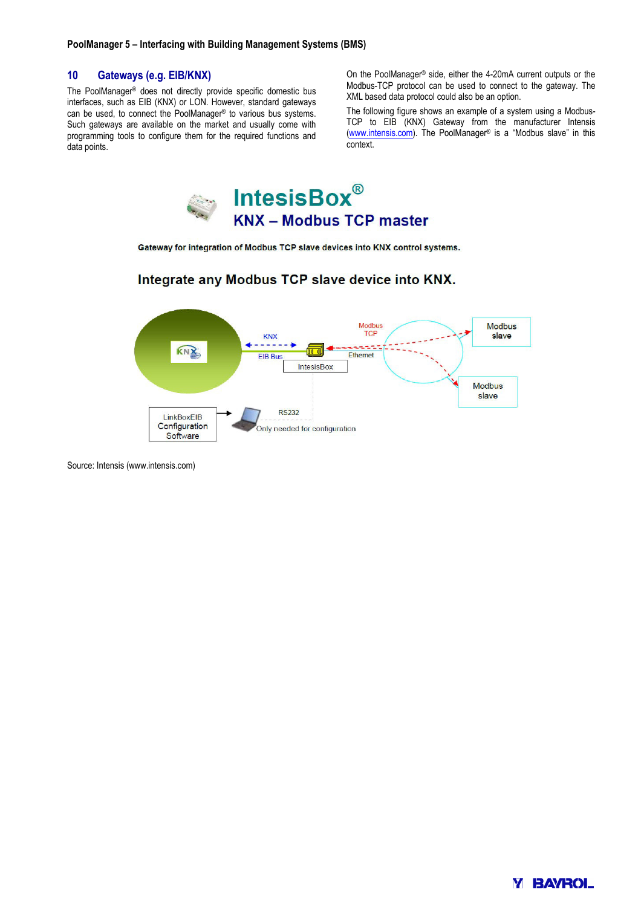## 10 Gateways (e.g. EIB/KNX)

The PoolManager® does not directly provide specific domestic bus interfaces, such as EIB (KNX) or LON. However, standard gateways can be used, to connect the PoolManager® to various bus systems. Such gateways are available on the market and usually come with programming tools to configure them for the required functions and data points.

On the PoolManager® side, either the 4-20mA current outputs or the Modbus-TCP protocol can be used to connect to the gateway. The XML based data protocol could also be an option.

The following figure shows an example of a system using a Modbus-TCP to EIB (KNX) Gateway from the manufacturer Intensis (www.intensis.com). The PoolManager® is a “Modbus slave” in this context.

IntesisBox®
KNX – Modbus TCP master

Gateway for integration of Modbus TCP slave devices into KNX control systems.

Integrate any Modbus TCP slave device into KNX.

KNX
EIB Bus
IntesisBox
Modbus TCP
Ethernet
Modbus slave
Modbus slave
LinkBoxEIB Configuration Software
RS232
Only needed for configuration

Source: Intensis (www.intensis.com)